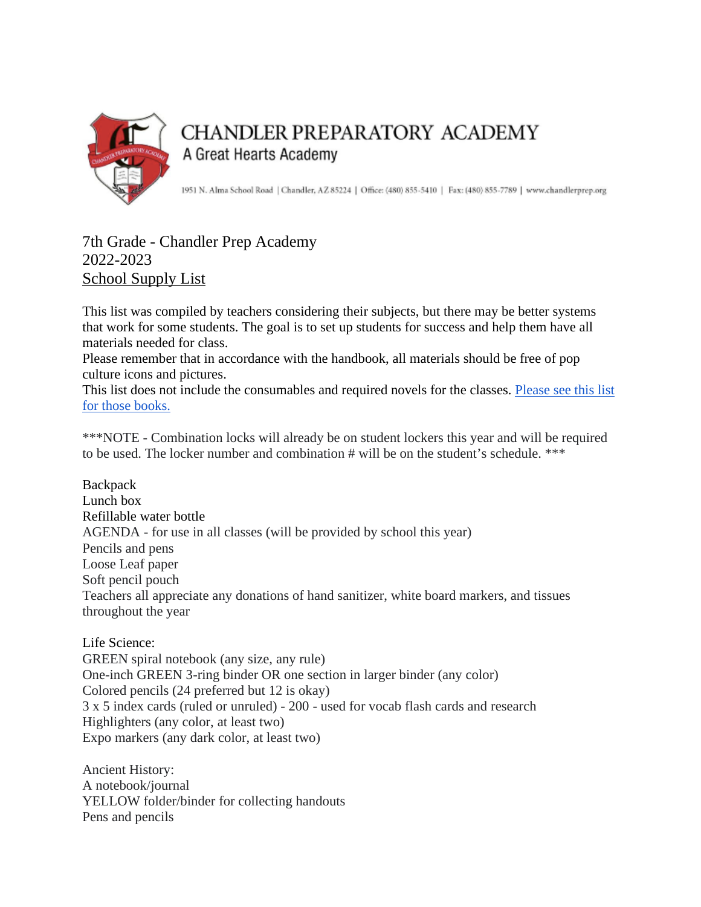# CHANDLER PREPARATORY ACADEMY

A Great Hearts Academy

1951 N. Alma School Road | Chandler, AZ 85224 | Office: (480) 855-5410 | Fax: (480) 855-7789 | www.chandlerprep.org

7th Grade - Chandler Prep Academy
2022-2023
School Supply List

This list was compiled by teachers considering their subjects, but there may be better systems that work for some students. The goal is to set up students for success and help them have all materials needed for class.
Please remember that in accordance with the handbook, all materials should be free of pop culture icons and pictures.
This list does not include the consumables and required novels for the classes. Please see this list for those books.

***NOTE - Combination locks will already be on student lockers this year and will be required to be used. The locker number and combination # will be on the student's schedule. ***

Backpack
Lunch box
Refillable water bottle
AGENDA - for use in all classes (will be provided by school this year)
Pencils and pens
Loose Leaf paper
Soft pencil pouch
Teachers all appreciate any donations of hand sanitizer, white board markers, and tissues throughout the year

Life Science:
GREEN spiral notebook (any size, any rule)
One-inch GREEN 3-ring binder OR one section in larger binder (any color)
Colored pencils (24 preferred but 12 is okay)
3 x 5 index cards (ruled or unruled) - 200 - used for vocab flash cards and research
Highlighters (any color, at least two)
Expo markers (any dark color, at least two)

Ancient History:
A notebook/journal
YELLOW folder/binder for collecting handouts
Pens and pencils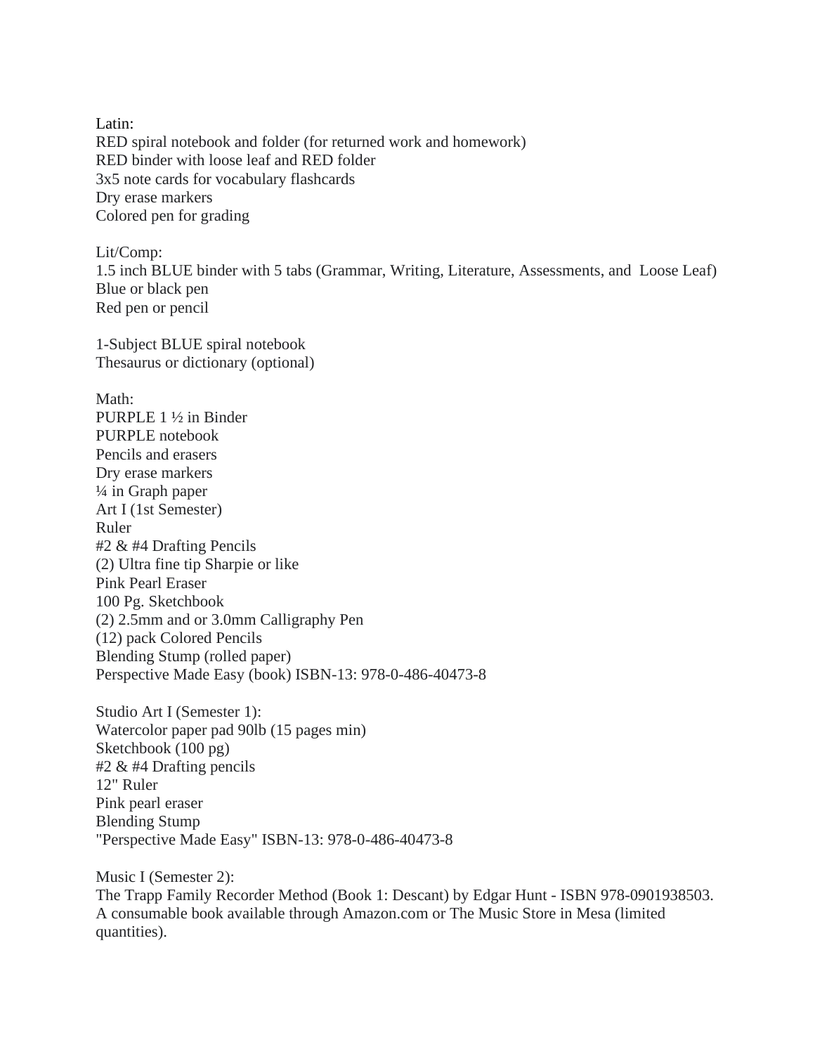Latin:
RED spiral notebook and folder (for returned work and homework)
RED binder with loose leaf and RED folder
3x5 note cards for vocabulary flashcards
Dry erase markers
Colored pen for grading

Lit/Comp:
1.5 inch BLUE binder with 5 tabs (Grammar, Writing, Literature, Assessments, and Loose Leaf)
Blue or black pen
Red pen or pencil

1-Subject BLUE spiral notebook
Thesaurus or dictionary (optional)

Math:
PURPLE 1 ½ in Binder
PURPLE notebook
Pencils and erasers
Dry erase markers
¼ in Graph paper
Art I (1st Semester)
Ruler
#2 & #4 Drafting Pencils
(2) Ultra fine tip Sharpie or like
Pink Pearl Eraser
100 Pg. Sketchbook
(2) 2.5mm and or 3.0mm Calligraphy Pen
(12) pack Colored Pencils
Blending Stump (rolled paper)
Perspective Made Easy (book) ISBN-13: 978-0-486-40473-8

Studio Art I (Semester 1):
Watercolor paper pad 90lb (15 pages min)
Sketchbook (100 pg)
#2 & #4 Drafting pencils
12" Ruler
Pink pearl eraser
Blending Stump
"Perspective Made Easy" ISBN-13: 978-0-486-40473-8

Music I (Semester 2):
The Trapp Family Recorder Method (Book 1: Descant) by Edgar Hunt - ISBN 978-0901938503. A consumable book available through Amazon.com or The Music Store in Mesa (limited quantities).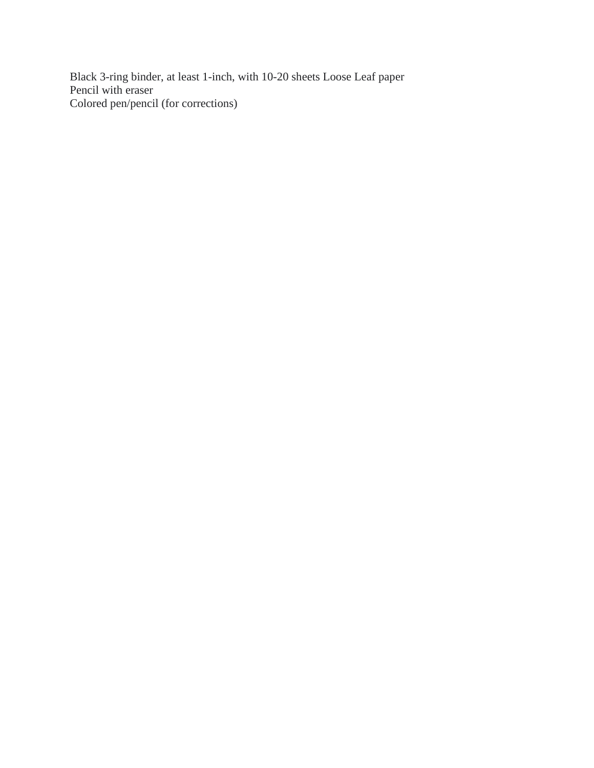Black 3-ring binder, at least 1-inch, with 10-20 sheets Loose Leaf paper
Pencil with eraser
Colored pen/pencil (for corrections)